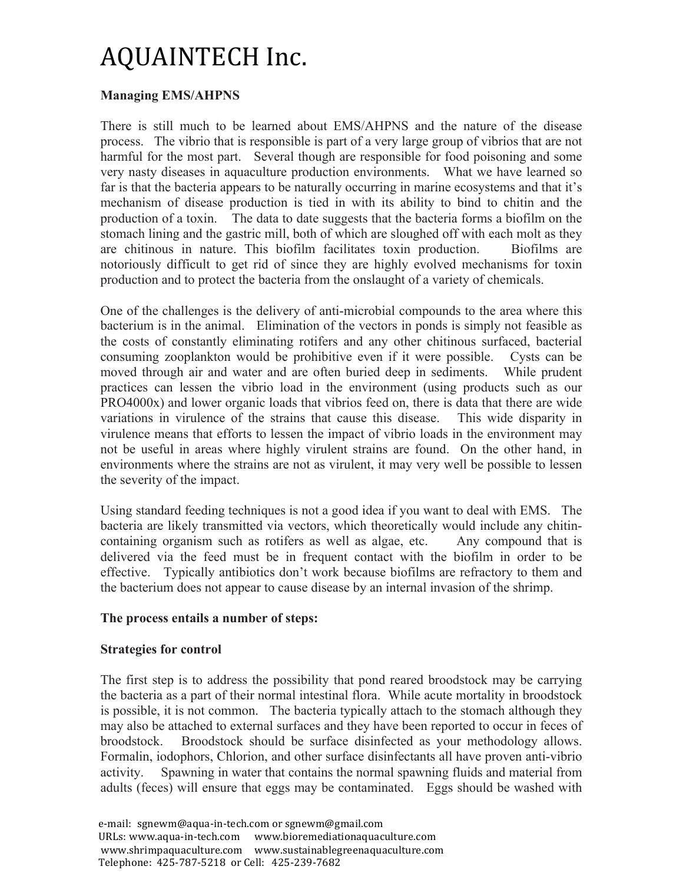# AQUAINTECH Inc.

**Managing EMS/AHPNS**

There is still much to be learned about EMS/AHPNS and the nature of the disease process. The vibrio that is responsible is part of a very large group of vibrios that are not harmful for the most part. Several though are responsible for food poisoning and some very nasty diseases in aquaculture production environments. What we have learned so far is that the bacteria appears to be naturally occurring in marine ecosystems and that it's mechanism of disease production is tied in with its ability to bind to chitin and the production of a toxin. The data to date suggests that the bacteria forms a biofilm on the stomach lining and the gastric mill, both of which are sloughed off with each molt as they are chitinous in nature. This biofilm facilitates toxin production. Biofilms are notoriously difficult to get rid of since they are highly evolved mechanisms for toxin production and to protect the bacteria from the onslaught of a variety of chemicals.

One of the challenges is the delivery of anti-microbial compounds to the area where this bacterium is in the animal. Elimination of the vectors in ponds is simply not feasible as the costs of constantly eliminating rotifers and any other chitinous surfaced, bacterial consuming zooplankton would be prohibitive even if it were possible. Cysts can be moved through air and water and are often buried deep in sediments. While prudent practices can lessen the vibrio load in the environment (using products such as our PRO4000x) and lower organic loads that vibrios feed on, there is data that there are wide variations in virulence of the strains that cause this disease. This wide disparity in virulence means that efforts to lessen the impact of vibrio loads in the environment may not be useful in areas where highly virulent strains are found. On the other hand, in environments where the strains are not as virulent, it may very well be possible to lessen the severity of the impact.

Using standard feeding techniques is not a good idea if you want to deal with EMS. The bacteria are likely transmitted via vectors, which theoretically would include any chitin-containing organism such as rotifers as well as algae, etc. Any compound that is delivered via the feed must be in frequent contact with the biofilm in order to be effective. Typically antibiotics don't work because biofilms are refractory to them and the bacterium does not appear to cause disease by an internal invasion of the shrimp.

**The process entails a number of steps:**

**Strategies for control**

The first step is to address the possibility that pond reared broodstock may be carrying the bacteria as a part of their normal intestinal flora. While acute mortality in broodstock is possible, it is not common. The bacteria typically attach to the stomach although they may also be attached to external surfaces and they have been reported to occur in feces of broodstock. Broodstock should be surface disinfected as your methodology allows. Formalin, iodophors, Chlorion, and other surface disinfectants all have proven anti-vibrio activity. Spawning in water that contains the normal spawning fluids and material from adults (feces) will ensure that eggs may be contaminated. Eggs should be washed with

e-mail: sgnewm@aqua-in-tech.com or sgnewm@gmail.com
URLs: www.aqua-in-tech.com www.bioremediationaquaculture.com
www.shrimpaquaculture.com www.sustainablegreenaquaculture.com
Telephone: 425-787-5218 or Cell: 425-239-7682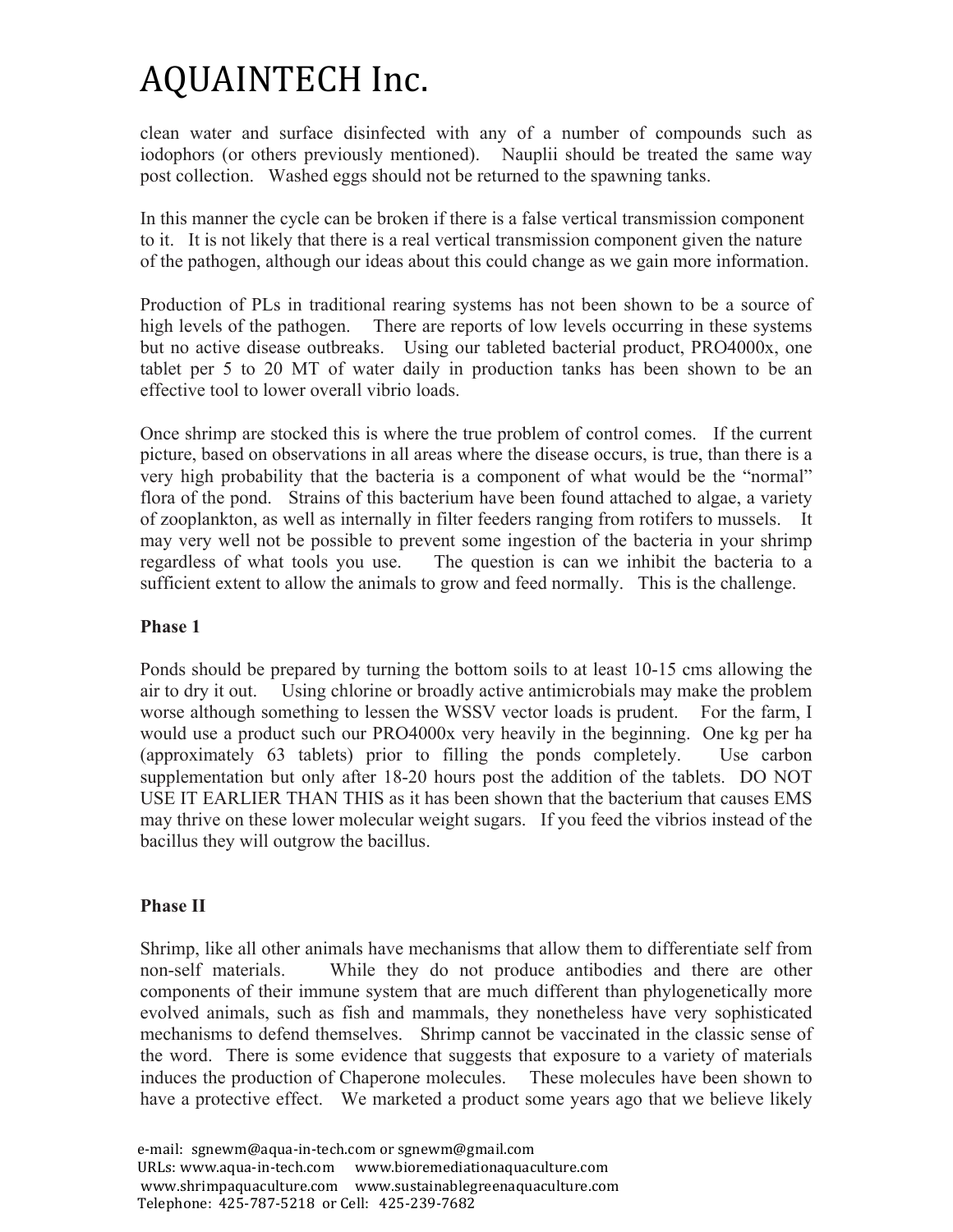clean water and surface disinfected with any of a number of compounds such as iodophors (or others previously mentioned). Nauplii should be treated the same way post collection. Washed eggs should not be returned to the spawning tanks.

In this manner the cycle can be broken if there is a false vertical transmission component to it. It is not likely that there is a real vertical transmission component given the nature of the pathogen, although our ideas about this could change as we gain more information.

Production of PLs in traditional rearing systems has not been shown to be a source of high levels of the pathogen. There are reports of low levels occurring in these systems but no active disease outbreaks. Using our tableted bacterial product, PRO4000x, one tablet per 5 to 20 MT of water daily in production tanks has been shown to be an effective tool to lower overall vibrio loads.

Once shrimp are stocked this is where the true problem of control comes. If the current picture, based on observations in all areas where the disease occurs, is true, than there is a very high probability that the bacteria is a component of what would be the "normal" flora of the pond. Strains of this bacterium have been found attached to algae, a variety of zooplankton, as well as internally in filter feeders ranging from rotifers to mussels. It may very well not be possible to prevent some ingestion of the bacteria in your shrimp regardless of what tools you use. The question is can we inhibit the bacteria to a sufficient extent to allow the animals to grow and feed normally. This is the challenge.

**Phase 1**

Ponds should be prepared by turning the bottom soils to at least 10-15 cms allowing the air to dry it out. Using chlorine or broadly active antimicrobials may make the problem worse although something to lessen the WSSV vector loads is prudent. For the farm, I would use a product such our PRO4000x very heavily in the beginning. One kg per ha (approximately 63 tablets) prior to filling the ponds completely. Use carbon supplementation but only after 18-20 hours post the addition of the tablets. DO NOT USE IT EARLIER THAN THIS as it has been shown that the bacterium that causes EMS may thrive on these lower molecular weight sugars. If you feed the vibrios instead of the bacillus they will outgrow the bacillus.

**Phase II**

Shrimp, like all other animals have mechanisms that allow them to differentiate self from non-self materials. While they do not produce antibodies and there are other components of their immune system that are much different than phylogenetically more evolved animals, such as fish and mammals, they nonetheless have very sophisticated mechanisms to defend themselves. Shrimp cannot be vaccinated in the classic sense of the word. There is some evidence that suggests that exposure to a variety of materials induces the production of Chaperone molecules. These molecules have been shown to have a protective effect. We marketed a product some years ago that we believe likely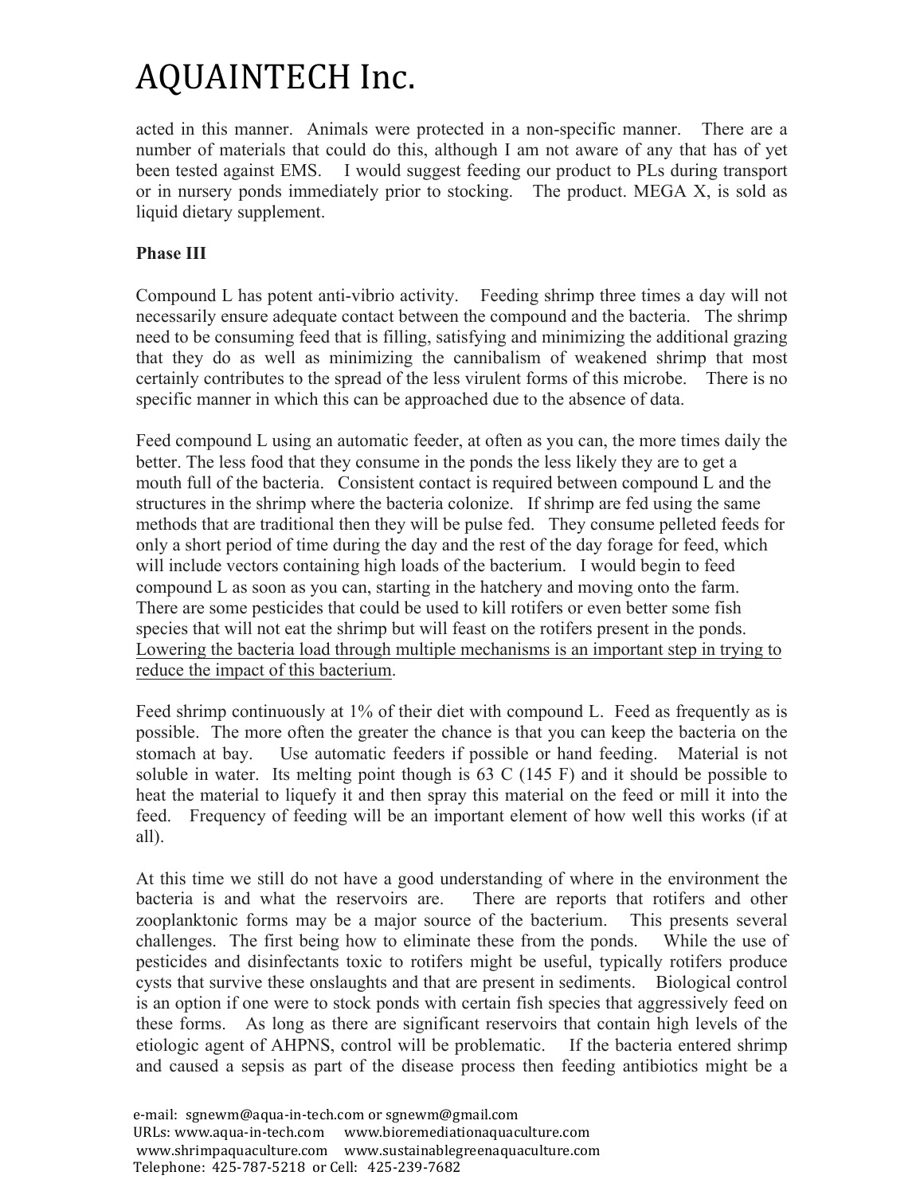acted in this manner. Animals were protected in a non-specific manner. There are a number of materials that could do this, although I am not aware of any that has of yet been tested against EMS. I would suggest feeding our product to PLs during transport or in nursery ponds immediately prior to stocking. The product. MEGA X, is sold as liquid dietary supplement.

**Phase III**

Compound L has potent anti-vibrio activity. Feeding shrimp three times a day will not necessarily ensure adequate contact between the compound and the bacteria. The shrimp need to be consuming feed that is filling, satisfying and minimizing the additional grazing that they do as well as minimizing the cannibalism of weakened shrimp that most certainly contributes to the spread of the less virulent forms of this microbe. There is no specific manner in which this can be approached due to the absence of data.

Feed compound L using an automatic feeder, at often as you can, the more times daily the better. The less food that they consume in the ponds the less likely they are to get a mouth full of the bacteria. Consistent contact is required between compound L and the structures in the shrimp where the bacteria colonize. If shrimp are fed using the same methods that are traditional then they will be pulse fed. They consume pelleted feeds for only a short period of time during the day and the rest of the day forage for feed, which will include vectors containing high loads of the bacterium. I would begin to feed compound L as soon as you can, starting in the hatchery and moving onto the farm. There are some pesticides that could be used to kill rotifers or even better some fish species that will not eat the shrimp but will feast on the rotifers present in the ponds. <u>Lowering the bacteria load through multiple mechanisms is an important step in trying to reduce the impact of this bacterium</u>.

Feed shrimp continuously at 1% of their diet with compound L. Feed as frequently as is possible. The more often the greater the chance is that you can keep the bacteria on the stomach at bay. Use automatic feeders if possible or hand feeding. Material is not soluble in water. Its melting point though is 63 C (145 F) and it should be possible to heat the material to liquefy it and then spray this material on the feed or mill it into the feed. Frequency of feeding will be an important element of how well this works (if at all).

At this time we still do not have a good understanding of where in the environment the bacteria is and what the reservoirs are. There are reports that rotifers and other zooplanktonic forms may be a major source of the bacterium. This presents several challenges. The first being how to eliminate these from the ponds. While the use of pesticides and disinfectants toxic to rotifers might be useful, typically rotifers produce cysts that survive these onslaughts and that are present in sediments. Biological control is an option if one were to stock ponds with certain fish species that aggressively feed on these forms. As long as there are significant reservoirs that contain high levels of the etiologic agent of AHPNS, control will be problematic. If the bacteria entered shrimp and caused a sepsis as part of the disease process then feeding antibiotics might be a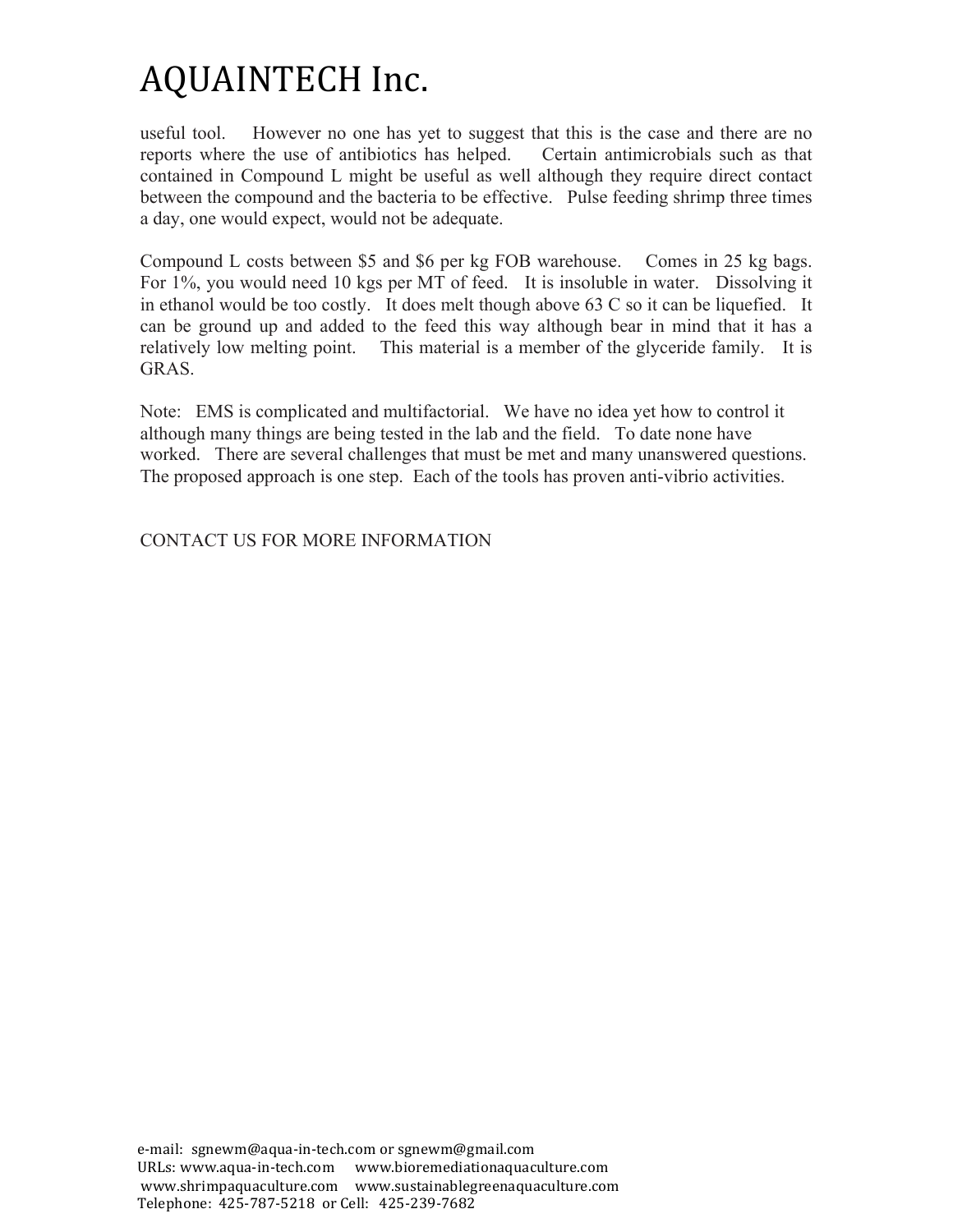useful tool. However no one has yet to suggest that this is the case and there are no reports where the use of antibiotics has helped. Certain antimicrobials such as that contained in Compound L might be useful as well although they require direct contact between the compound and the bacteria to be effective. Pulse feeding shrimp three times a day, one would expect, would not be adequate.

Compound L costs between $5 and $6 per kg FOB warehouse. Comes in 25 kg bags. For 1%, you would need 10 kgs per MT of feed. It is insoluble in water. Dissolving it in ethanol would be too costly. It does melt though above 63 C so it can be liquefied. It can be ground up and added to the feed this way although bear in mind that it has a relatively low melting point. This material is a member of the glyceride family. It is GRAS.

Note: EMS is complicated and multifactorial. We have no idea yet how to control it although many things are being tested in the lab and the field. To date none have worked. There are several challenges that must be met and many unanswered questions. The proposed approach is one step. Each of the tools has proven anti-vibrio activities.

CONTACT US FOR MORE INFORMATION